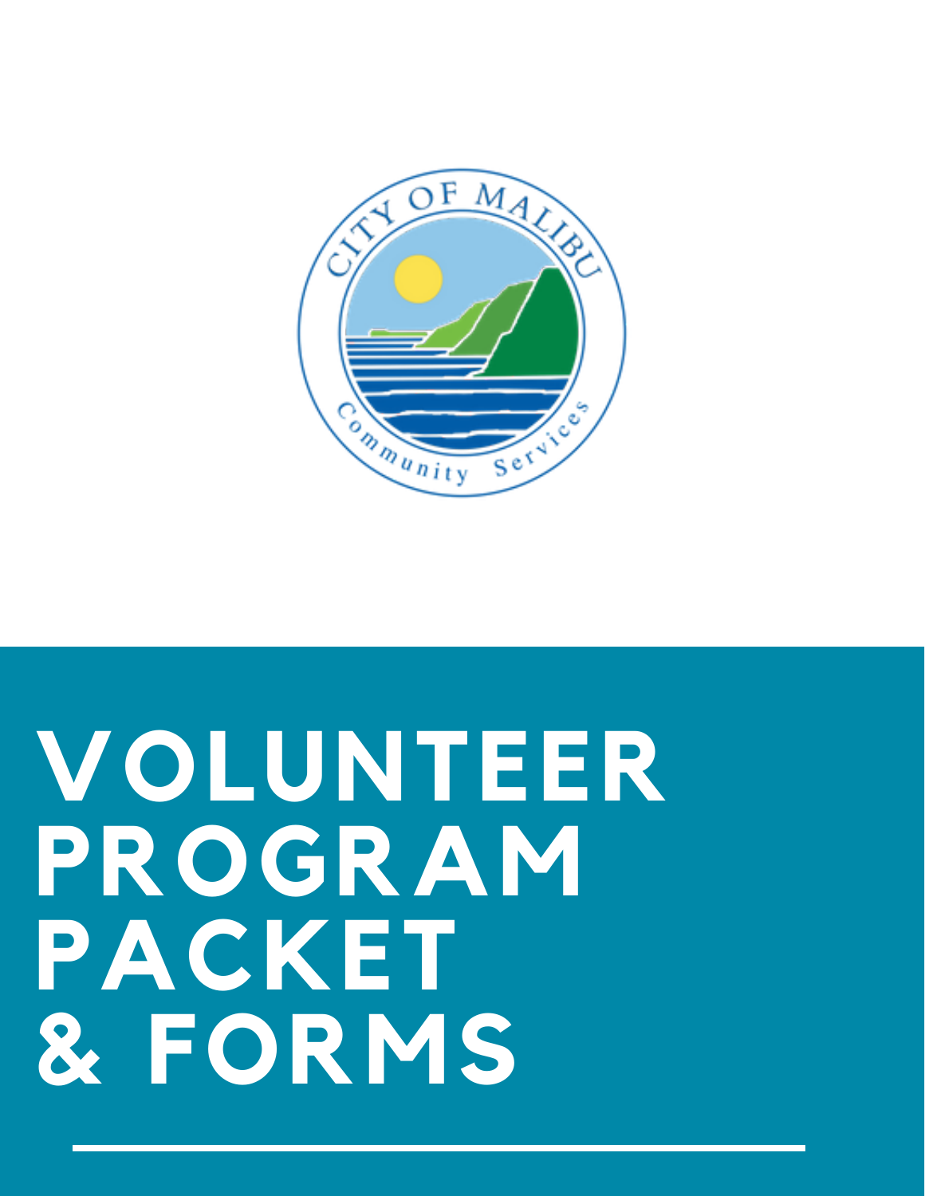# VOLUNTEER PROGRAM PACKET & FORMS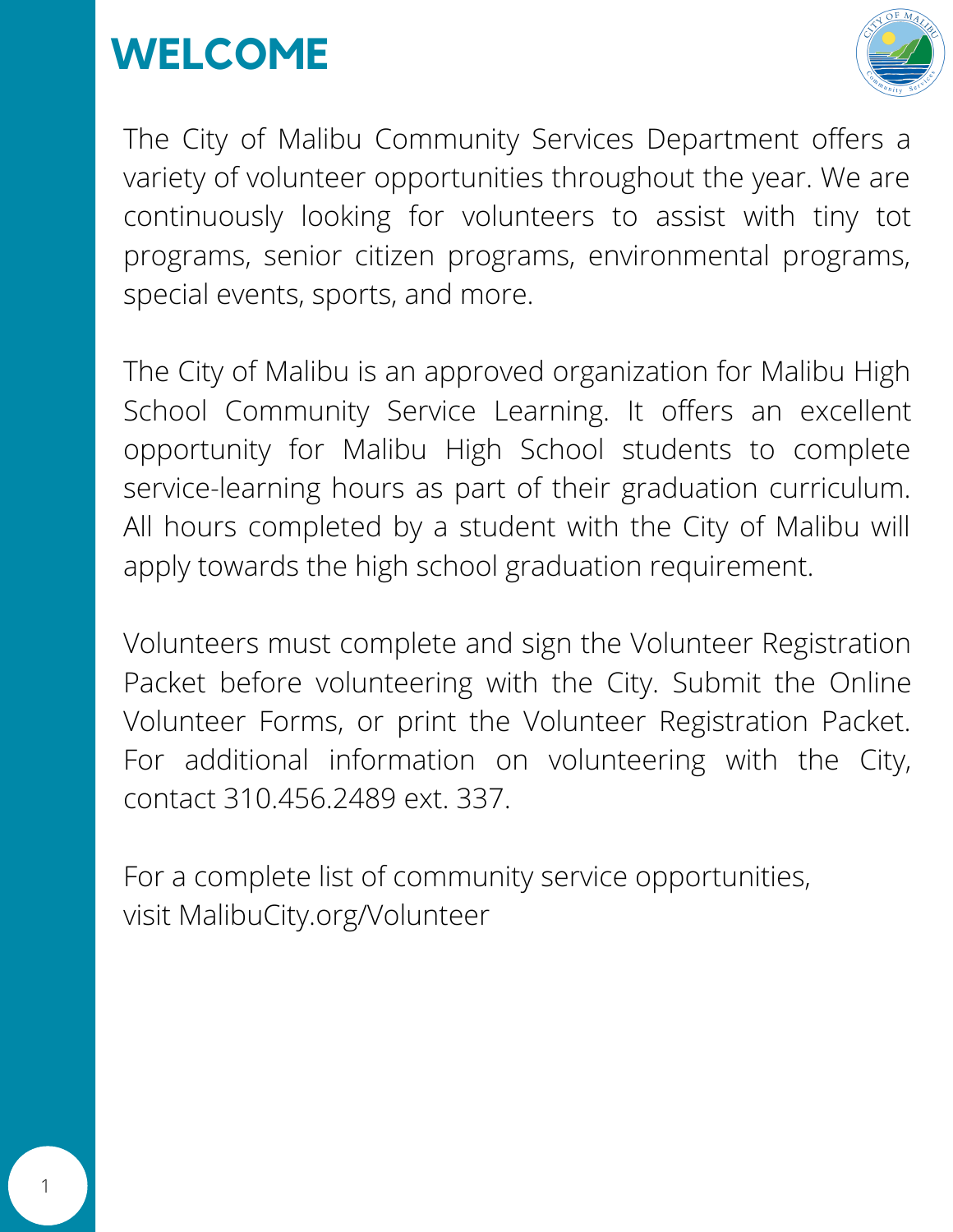# WELCOME

The City of Malibu Community Services Department offers a variety of volunteer opportunities throughout the year. We are continuously looking for volunteers to assist with tiny tot programs, senior citizen programs, environmental programs, special events, sports, and more.

The City of Malibu is an approved organization for Malibu High School Community Service Learning. It offers an excellent opportunity for Malibu High School students to complete service-learning hours as part of their graduation curriculum. All hours completed by a student with the City of Malibu will apply towards the high school graduation requirement.

Volunteers must complete and sign the Volunteer Registration Packet before volunteering with the City. Submit the Online Volunteer Forms, or print the Volunteer Registration Packet. For additional information on volunteering with the City, contact 310.456.2489 ext. 337.

For a complete list of community service opportunities, visit MalibuCity.org/Volunteer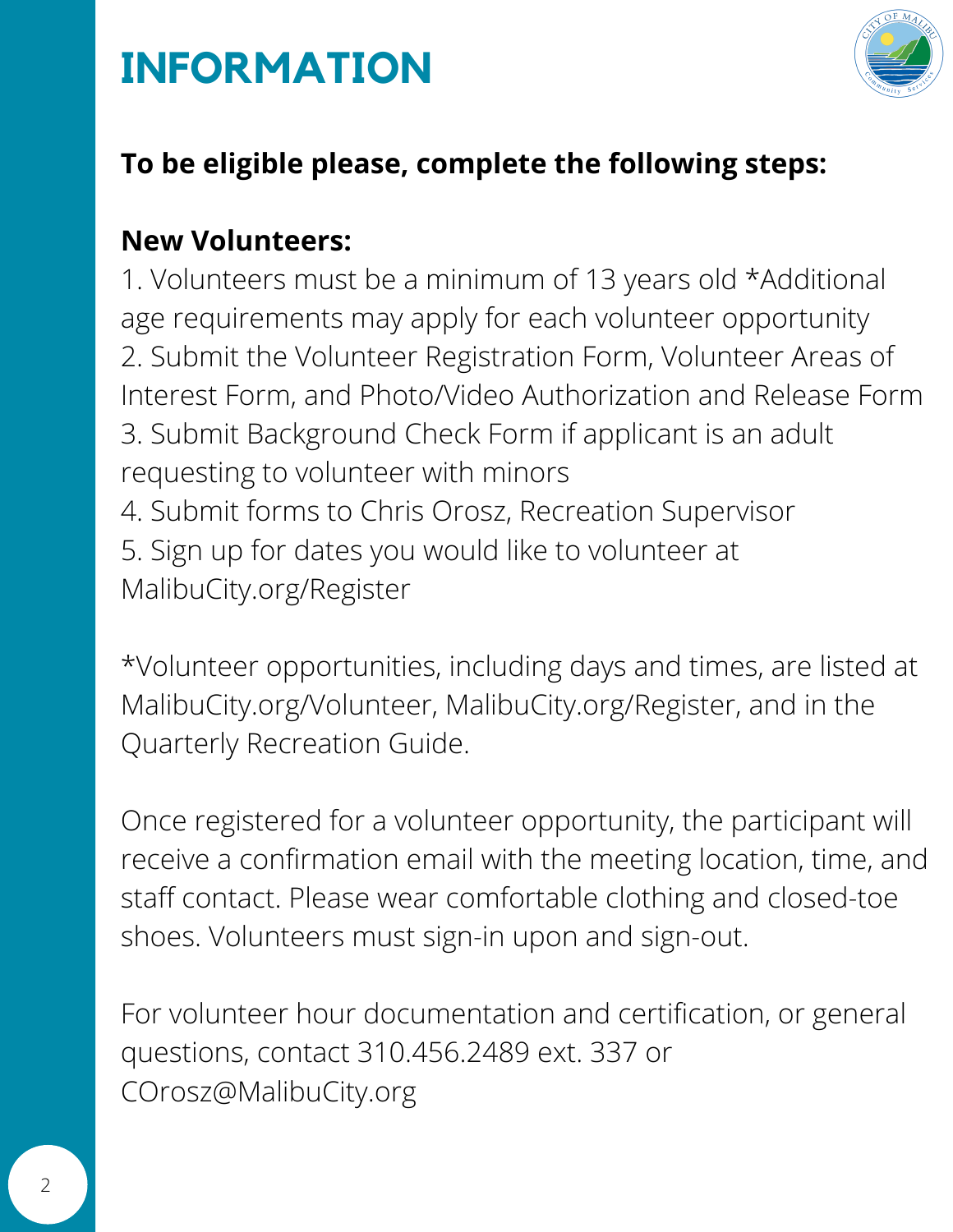# INFORMATION

**To be eligible please, complete the following steps:**

**New Volunteers:**

1. Volunteers must be a minimum of 13 years old *Additional age requirements may apply for each volunteer opportunity
2. Submit the Volunteer Registration Form, Volunteer Areas of Interest Form, and Photo/Video Authorization and Release Form
3. Submit Background Check Form if applicant is an adult requesting to volunteer with minors
4. Submit forms to Chris Orosz, Recreation Supervisor
5. Sign up for dates you would like to volunteer at MalibuCity.org/Register

*Volunteer opportunities, including days and times, are listed at MalibuCity.org/Volunteer, MalibuCity.org/Register, and in the Quarterly Recreation Guide.

Once registered for a volunteer opportunity, the participant will receive a confirmation email with the meeting location, time, and staff contact. Please wear comfortable clothing and closed-toe shoes. Volunteers must sign-in upon and sign-out.

For volunteer hour documentation and certification, or general questions, contact 310.456.2489 ext. 337 or COrosz@MalibuCity.org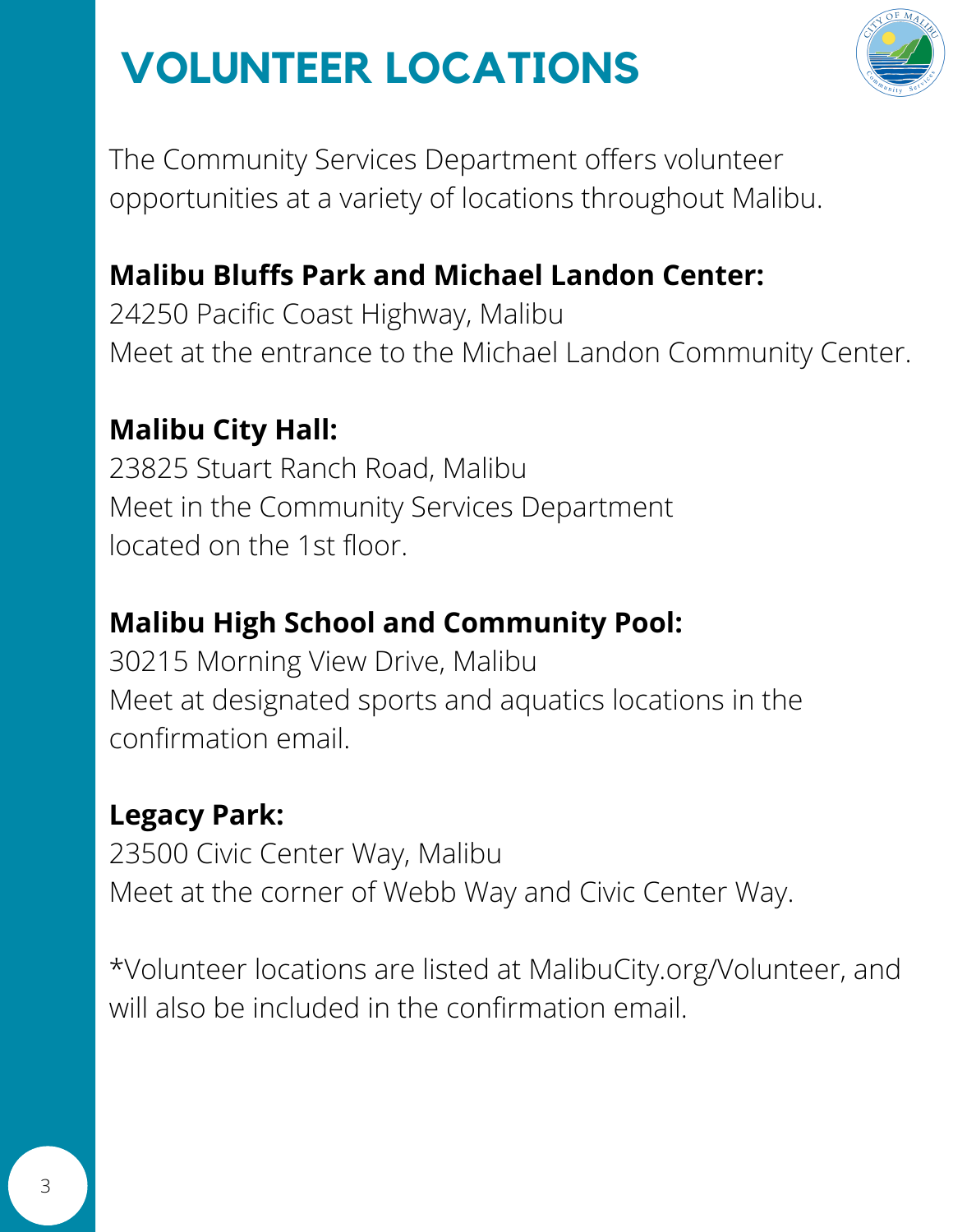# VOLUNTEER LOCATIONS

The Community Services Department offers volunteer opportunities at a variety of locations throughout Malibu.

**Malibu Bluffs Park and Michael Landon Center:**
24250 Pacific Coast Highway, Malibu
Meet at the entrance to the Michael Landon Community Center.

**Malibu City Hall:**
23825 Stuart Ranch Road, Malibu
Meet in the Community Services Department located on the 1st floor.

**Malibu High School and Community Pool:**
30215 Morning View Drive, Malibu
Meet at designated sports and aquatics locations in the confirmation email.

**Legacy Park:**
23500 Civic Center Way, Malibu
Meet at the corner of Webb Way and Civic Center Way.

*Volunteer locations are listed at MalibuCity.org/Volunteer, and will also be included in the confirmation email.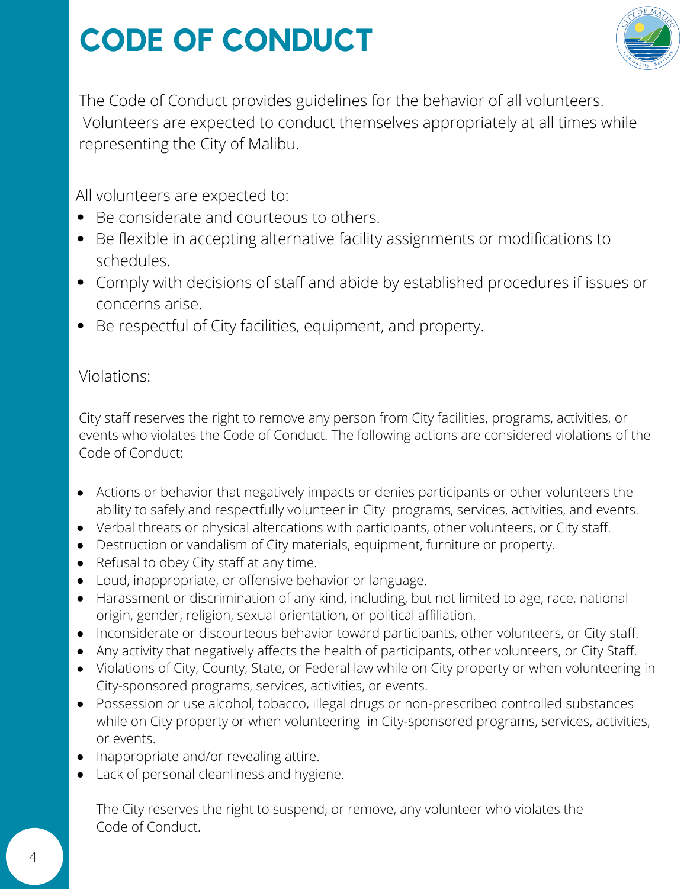# CODE OF CONDUCT

The Code of Conduct provides guidelines for the behavior of all volunteers. Volunteers are expected to conduct themselves appropriately at all times while representing the City of Malibu.

All volunteers are expected to:

- Be considerate and courteous to others.
- Be flexible in accepting alternative facility assignments or modifications to schedules.
- Comply with decisions of staff and abide by established procedures if issues or concerns arise.
- Be respectful of City facilities, equipment, and property.

Violations:

City staff reserves the right to remove any person from City facilities, programs, activities, or events who violates the Code of Conduct. The following actions are considered violations of the Code of Conduct:

- Actions or behavior that negatively impacts or denies participants or other volunteers the ability to safely and respectfully volunteer in City programs, services, activities, and events.
- Verbal threats or physical altercations with participants, other volunteers, or City staff.
- Destruction or vandalism of City materials, equipment, furniture or property.
- Refusal to obey City staff at any time.
- Loud, inappropriate, or offensive behavior or language.
- Harassment or discrimination of any kind, including, but not limited to age, race, national origin, gender, religion, sexual orientation, or political affiliation.
- Inconsiderate or discourteous behavior toward participants, other volunteers, or City staff.
- Any activity that negatively affects the health of participants, other volunteers, or City Staff.
- Violations of City, County, State, or Federal law while on City property or when volunteering in City-sponsored programs, services, activities, or events.
- Possession or use alcohol, tobacco, illegal drugs or non-prescribed controlled substances while on City property or when volunteering in City-sponsored programs, services, activities, or events.
- Inappropriate and/or revealing attire.
- Lack of personal cleanliness and hygiene.

The City reserves the right to suspend, or remove, any volunteer who violates the Code of Conduct.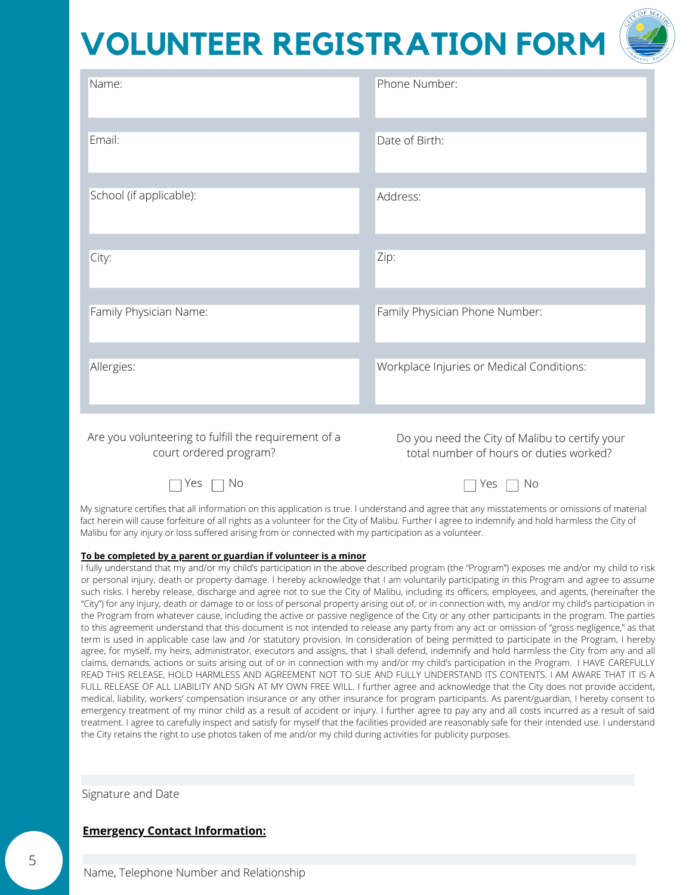# VOLUNTEER REGISTRATION FORM

| | |
|---|---|
| Name: | Phone Number: |
| Email: | Date of Birth: |
| School (if applicable): | Address: |
| City: | Zip: |
| Family Physician Name: | Family Physician Phone Number: |
| Allergies: | Workplace Injuries or Medical Conditions: |

Are you volunteering to fulfill the requirement of a court ordered program?

☐ Yes ☐ No

Do you need the City of Malibu to certify your total number of hours or duties worked?

☐ Yes ☐ No

My signature certifies that all information on this application is true. I understand and agree that any misstatements or omissions of material fact herein will cause forfeiture of all rights as a volunteer for the City of Malibu. Further I agree to indemnify and hold harmless the City of Malibu for any injury or loss suffered arising from or connected with my participation as a volunteer.

**To be completed by a parent or guardian if volunteer is a minor**

I fully understand that my and/or my child's participation in the above described program (the "Program") exposes me and/or my child to risk or personal injury, death or property damage. I hereby acknowledge that I am voluntarily participating in this Program and agree to assume such risks. I hereby release, discharge and agree not to sue the City of Malibu, including its officers, employees, and agents, (hereinafter the "City") for any injury, death or damage to or loss of personal property arising out of, or in connection with, my and/or my child's participation in the Program from whatever cause, including the active or passive negligence of the City or any other participants in the program. The parties to this agreement understand that this document is not intended to release any party from any act or omission of "gross negligence," as that term is used in applicable case law and /or statutory provision. In consideration of being permitted to participate in the Program, I hereby agree, for myself, my heirs, administrator, executors and assigns, that I shall defend, indemnify and hold harmless the City from any and all claims, demands, actions or suits arising out of or in connection with my and/or my child's participation in the Program. I HAVE CAREFULLY READ THIS RELEASE, HOLD HARMLESS AND AGREEMENT NOT TO SUE AND FULLY UNDERSTAND ITS CONTENTS. I AM AWARE THAT IT IS A FULL RELEASE OF ALL LIABILITY AND SIGN AT MY OWN FREE WILL. I further agree and acknowledge that the City does not provide accident, medical, liability, workers' compensation insurance or any other insurance for program participants. As parent/guardian, I hereby consent to emergency treatment of my minor child as a result of accident or injury. I further agree to pay any and all costs incurred as a result of said treatment. I agree to carefully inspect and satisfy for myself that the facilities provided are reasonably safe for their intended use. I understand the City retains the right to use photos taken of me and/or my child during activities for publicity purposes.

Signature and Date

**Emergency Contact Information:**

Name, Telephone Number and Relationship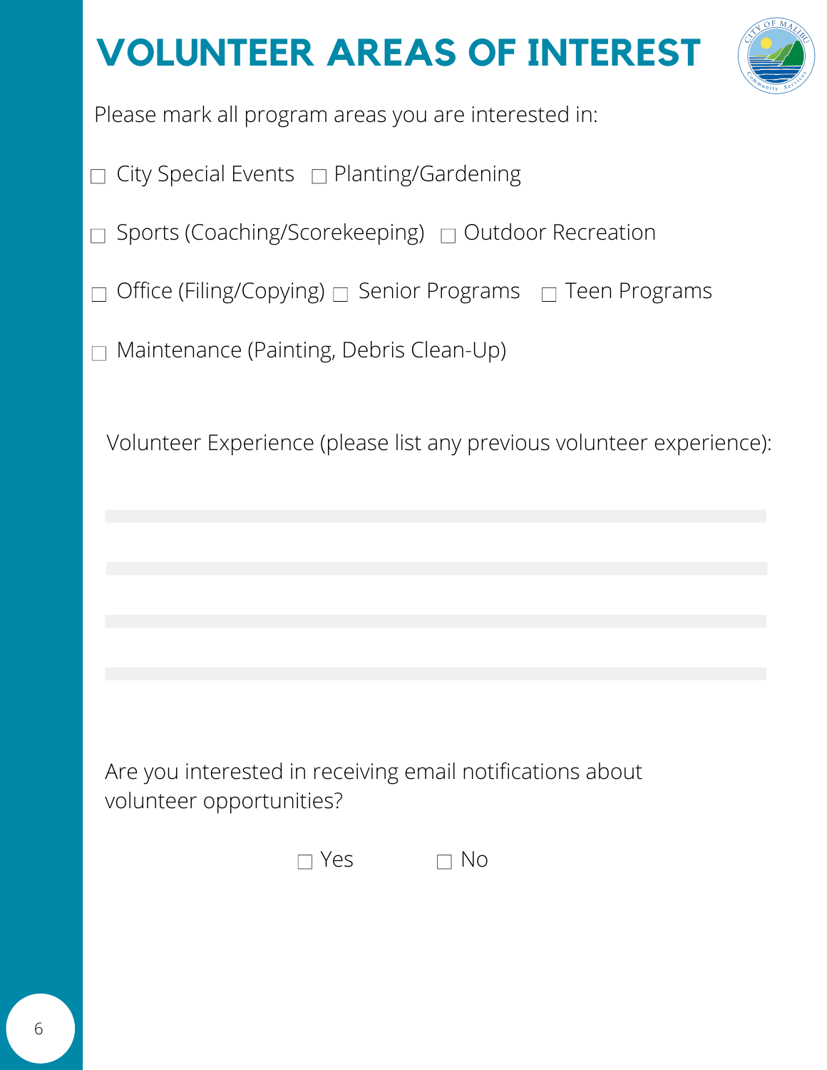# VOLUNTEER AREAS OF INTEREST

Please mark all program areas you are interested in:

☐ City Special Events ☐ Planting/Gardening

☐ Sports (Coaching/Scorekeeping) ☐ Outdoor Recreation

☐ Office (Filing/Copying) ☐ Senior Programs ☐ Teen Programs

☐ Maintenance (Painting, Debris Clean-Up)

Volunteer Experience (please list any previous volunteer experience):

Are you interested in receiving email notifications about volunteer opportunities?

☐ Yes ☐ No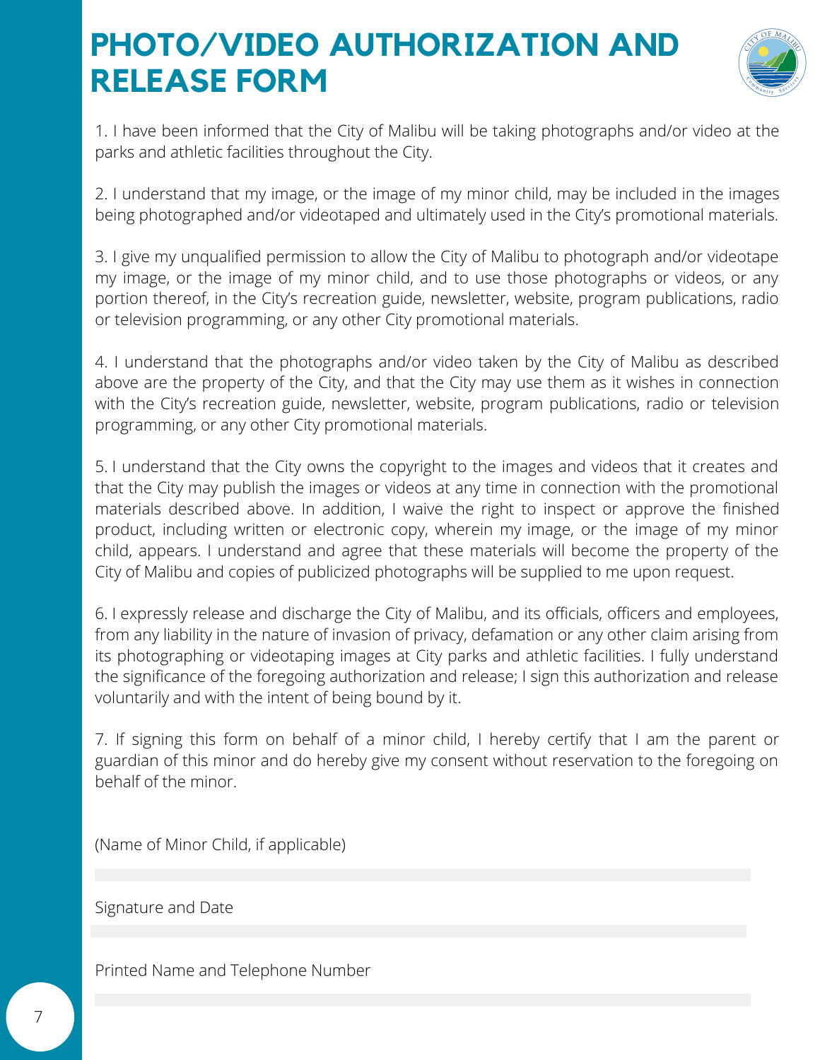# PHOTO/VIDEO AUTHORIZATION AND RELEASE FORM

1. I have been informed that the City of Malibu will be taking photographs and/or video at the parks and athletic facilities throughout the City.

2. I understand that my image, or the image of my minor child, may be included in the images being photographed and/or videotaped and ultimately used in the City's promotional materials.

3. I give my unqualified permission to allow the City of Malibu to photograph and/or videotape my image, or the image of my minor child, and to use those photographs or videos, or any portion thereof, in the City's recreation guide, newsletter, website, program publications, radio or television programming, or any other City promotional materials.

4. I understand that the photographs and/or video taken by the City of Malibu as described above are the property of the City, and that the City may use them as it wishes in connection with the City's recreation guide, newsletter, website, program publications, radio or television programming, or any other City promotional materials.

5. I understand that the City owns the copyright to the images and videos that it creates and that the City may publish the images or videos at any time in connection with the promotional materials described above. In addition, I waive the right to inspect or approve the finished product, including written or electronic copy, wherein my image, or the image of my minor child, appears. I understand and agree that these materials will become the property of the City of Malibu and copies of publicized photographs will be supplied to me upon request.

6. I expressly release and discharge the City of Malibu, and its officials, officers and employees, from any liability in the nature of invasion of privacy, defamation or any other claim arising from its photographing or videotaping images at City parks and athletic facilities. I fully understand the significance of the foregoing authorization and release; I sign this authorization and release voluntarily and with the intent of being bound by it.

7. If signing this form on behalf of a minor child, I hereby certify that I am the parent or guardian of this minor and do hereby give my consent without reservation to the foregoing on behalf of the minor.

(Name of Minor Child, if applicable)

______________________________

Signature and Date

______________________________

Printed Name and Telephone Number

______________________________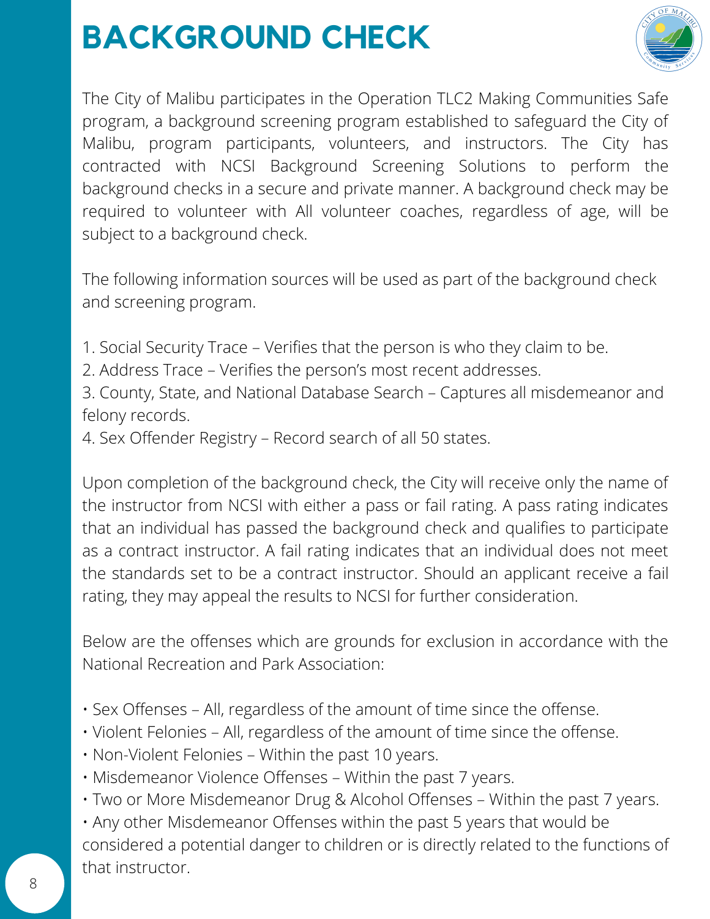# BACKGROUND CHECK

The City of Malibu participates in the Operation TLC2 Making Communities Safe program, a background screening program established to safeguard the City of Malibu, program participants, volunteers, and instructors. The City has contracted with NCSI Background Screening Solutions to perform the background checks in a secure and private manner. A background check may be required to volunteer with All volunteer coaches, regardless of age, will be subject to a background check.

The following information sources will be used as part of the background check and screening program.

1. Social Security Trace – Verifies that the person is who they claim to be.
2. Address Trace – Verifies the person's most recent addresses.
3. County, State, and National Database Search – Captures all misdemeanor and felony records.
4. Sex Offender Registry – Record search of all 50 states.

Upon completion of the background check, the City will receive only the name of the instructor from NCSI with either a pass or fail rating. A pass rating indicates that an individual has passed the background check and qualifies to participate as a contract instructor. A fail rating indicates that an individual does not meet the standards set to be a contract instructor. Should an applicant receive a fail rating, they may appeal the results to NCSI for further consideration.

Below are the offenses which are grounds for exclusion in accordance with the National Recreation and Park Association:

- Sex Offenses – All, regardless of the amount of time since the offense.
- Violent Felonies – All, regardless of the amount of time since the offense.
- Non-Violent Felonies – Within the past 10 years.
- Misdemeanor Violence Offenses – Within the past 7 years.
- Two or More Misdemeanor Drug & Alcohol Offenses – Within the past 7 years.
- Any other Misdemeanor Offenses within the past 5 years that would be considered a potential danger to children or is directly related to the functions of that instructor.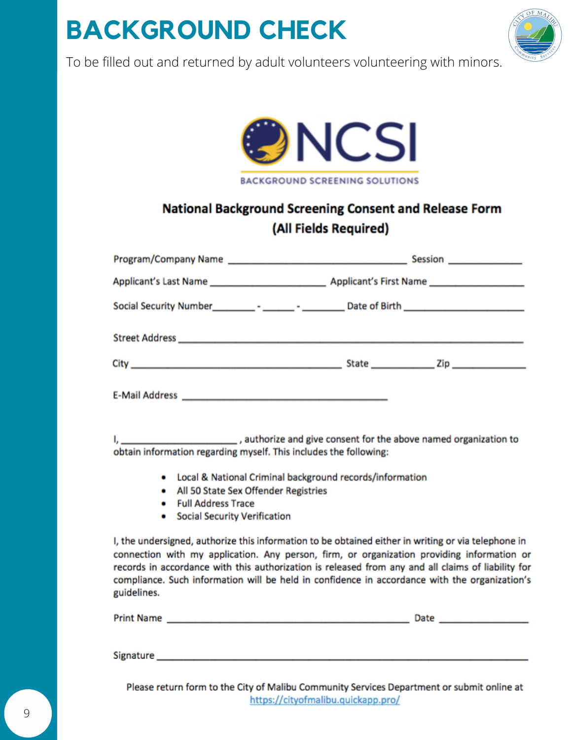# BACKGROUND CHECK

To be filled out and returned by adult volunteers volunteering with minors.

NCSI

BACKGROUND SCREENING SOLUTIONS

## National Background Screening Consent and Release Form
## (All Fields Required)

Program/Company Name ________________________________ Session ____________

Applicant's Last Name ____________________ Applicant's First Name ________________

Social Security Number________ - ______ - ________ Date of Birth ____________________

Street Address ______________________________________________________________

City _____________________________________ State ___________ Zip _____________

E-Mail Address ______________________________________

I, _____________________ , authorize and give consent for the above named organization to obtain information regarding myself. This includes the following:

- Local & National Criminal background records/information
- All 50 State Sex Offender Registries
- Full Address Trace
- Social Security Verification

I, the undersigned, authorize this information to be obtained either in writing or via telephone in connection with my application. Any person, firm, or organization providing information or records in accordance with this authorization is released from any and all claims of liability for compliance. Such information will be held in confidence in accordance with the organization's guidelines.

Print Name ____________________________________________ Date ________________

Signature ___________________________________________________________________

Please return form to the City of Malibu Community Services Department or submit online at https://cityofmalibu.quickapp.pro/